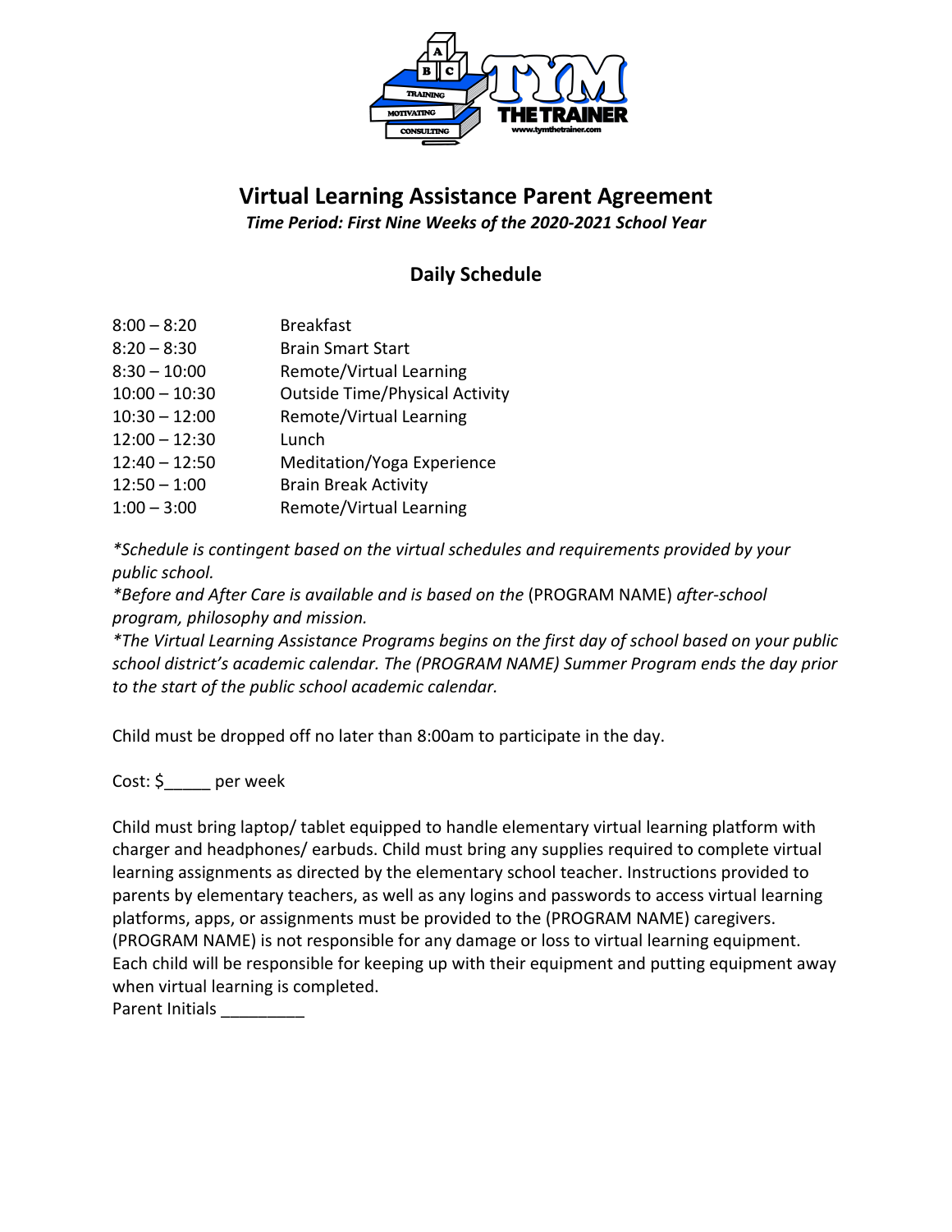# Virtual Learning Assistance Parent Agreement

***Time Period: First Nine Weeks of the 2020-2021 School Year***

## Daily Schedule

| | |
|---|---|
| 8:00 – 8:20 | Breakfast |
| 8:20 – 8:30 | Brain Smart Start |
| 8:30 – 10:00 | Remote/Virtual Learning |
| 10:00 – 10:30 | Outside Time/Physical Activity |
| 10:30 – 12:00 | Remote/Virtual Learning |
| 12:00 – 12:30 | Lunch |
| 12:40 – 12:50 | Meditation/Yoga Experience |
| 12:50 – 1:00 | Brain Break Activity |
| 1:00 – 3:00 | Remote/Virtual Learning |

*\*Schedule is contingent based on the virtual schedules and requirements provided by your public school.*
*\*Before and After Care is available and is based on the* (PROGRAM NAME) *after-school program, philosophy and mission.*
*\*The Virtual Learning Assistance Programs begins on the first day of school based on your public school district's academic calendar. The (PROGRAM NAME) Summer Program ends the day prior to the start of the public school academic calendar.*

Child must be dropped off no later than 8:00am to participate in the day.

Cost: $_____ per week

Child must bring laptop/ tablet equipped to handle elementary virtual learning platform with charger and headphones/ earbuds. Child must bring any supplies required to complete virtual learning assignments as directed by the elementary school teacher. Instructions provided to parents by elementary teachers, as well as any logins and passwords to access virtual learning platforms, apps, or assignments must be provided to the (PROGRAM NAME) caregivers. (PROGRAM NAME) is not responsible for any damage or loss to virtual learning equipment. Each child will be responsible for keeping up with their equipment and putting equipment away when virtual learning is completed.
Parent Initials _________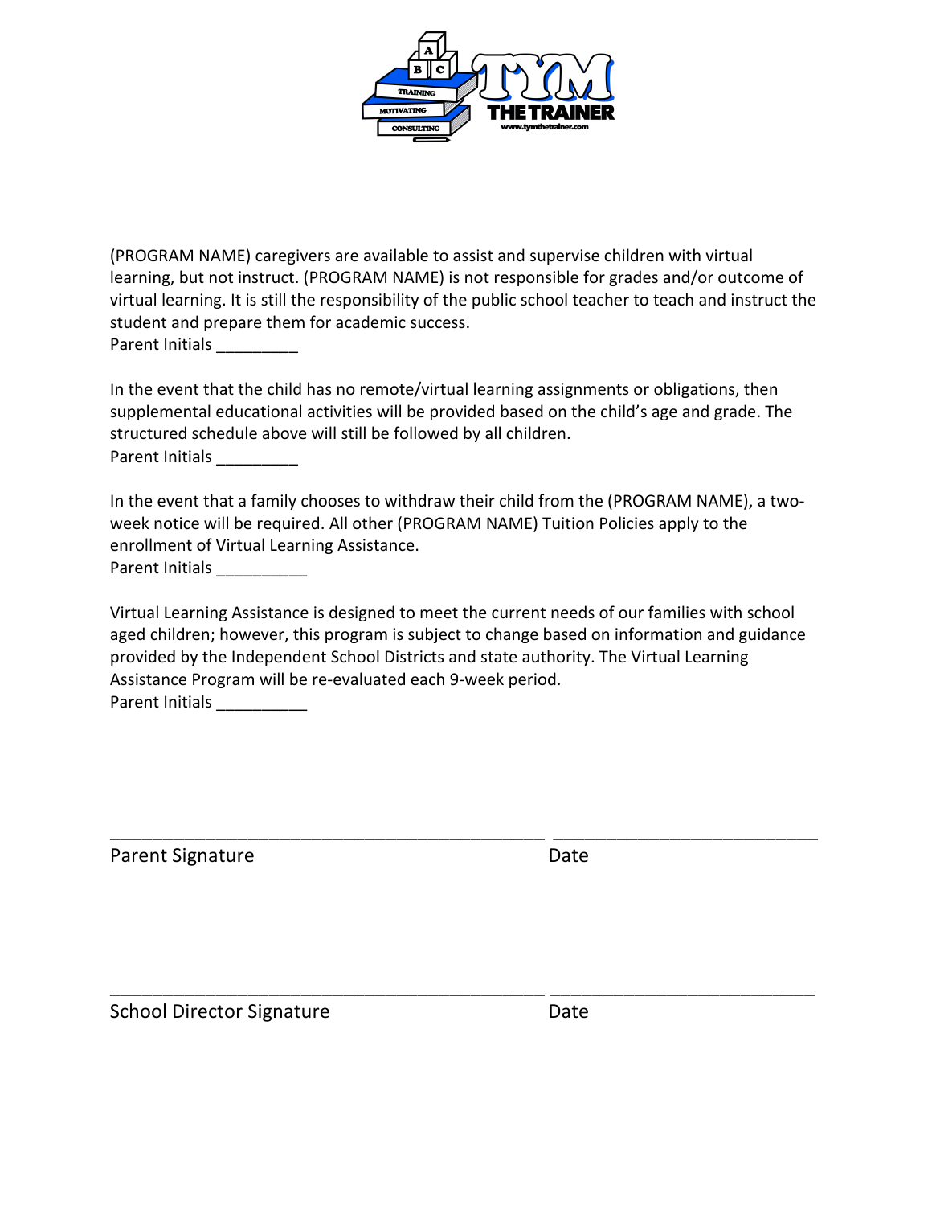(PROGRAM NAME) caregivers are available to assist and supervise children with virtual learning, but not instruct. (PROGRAM NAME) is not responsible for grades and/or outcome of virtual learning. It is still the responsibility of the public school teacher to teach and instruct the student and prepare them for academic success.
Parent Initials _________

In the event that the child has no remote/virtual learning assignments or obligations, then supplemental educational activities will be provided based on the child's age and grade. The structured schedule above will still be followed by all children.
Parent Initials _________

In the event that a family chooses to withdraw their child from the (PROGRAM NAME), a two-week notice will be required. All other (PROGRAM NAME) Tuition Policies apply to the enrollment of Virtual Learning Assistance.
Parent Initials __________

Virtual Learning Assistance is designed to meet the current needs of our families with school aged children; however, this program is subject to change based on information and guidance provided by the Independent School Districts and state authority. The Virtual Learning Assistance Program will be re-evaluated each 9-week period.
Parent Initials __________

_____________________________________________ ___________________________

Parent Signature Date

_____________________________________________ ___________________________

School Director Signature Date